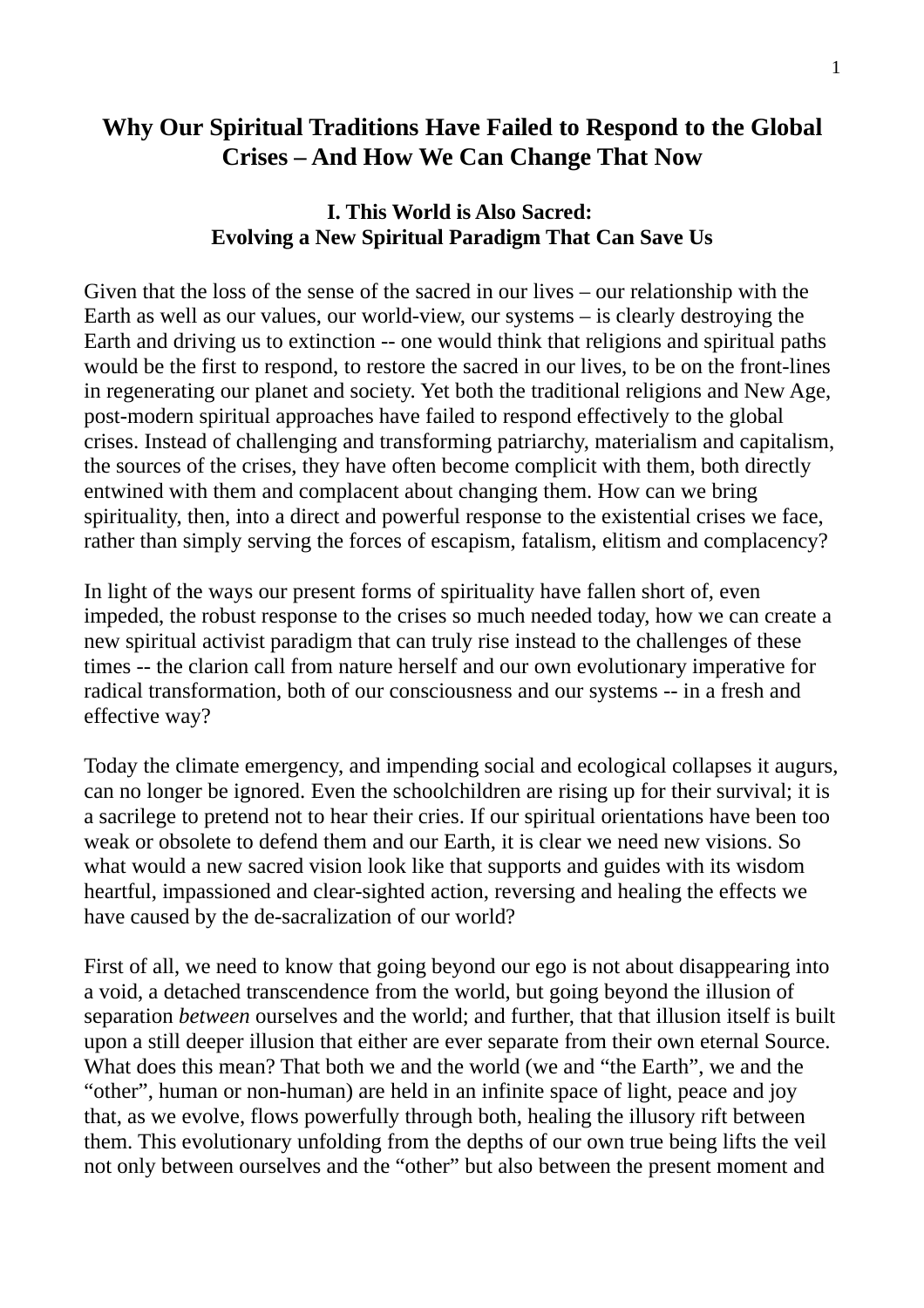# Why Our Spiritual Traditions Have Failed to Respond to the Global Crises – And How We Can Change That Now

## I. This World is Also Sacred: Evolving a New Spiritual Paradigm That Can Save Us

Given that the loss of the sense of the sacred in our lives – our relationship with the Earth as well as our values, our world-view, our systems – is clearly destroying the Earth and driving us to extinction -- one would think that religions and spiritual paths would be the first to respond, to restore the sacred in our lives, to be on the front-lines in regenerating our planet and society. Yet both the traditional religions and New Age, post-modern spiritual approaches have failed to respond effectively to the global crises. Instead of challenging and transforming patriarchy, materialism and capitalism, the sources of the crises, they have often become complicit with them, both directly entwined with them and complacent about changing them. How can we bring spirituality, then, into a direct and powerful response to the existential crises we face, rather than simply serving the forces of escapism, fatalism, elitism and complacency?

In light of the ways our present forms of spirituality have fallen short of, even impeded, the robust response to the crises so much needed today, how we can create a new spiritual activist paradigm that can truly rise instead to the challenges of these times -- the clarion call from nature herself and our own evolutionary imperative for radical transformation, both of our consciousness and our systems -- in a fresh and effective way?

Today the climate emergency, and impending social and ecological collapses it augurs, can no longer be ignored. Even the schoolchildren are rising up for their survival; it is a sacrilege to pretend not to hear their cries. If our spiritual orientations have been too weak or obsolete to defend them and our Earth, it is clear we need new visions. So what would a new sacred vision look like that supports and guides with its wisdom heartful, impassioned and clear-sighted action, reversing and healing the effects we have caused by the de-sacralization of our world?

First of all, we need to know that going beyond our ego is not about disappearing into a void, a detached transcendence from the world, but going beyond the illusion of separation *between* ourselves and the world; and further, that that illusion itself is built upon a still deeper illusion that either are ever separate from their own eternal Source. What does this mean? That both we and the world (we and "the Earth", we and the "other", human or non-human) are held in an infinite space of light, peace and joy that, as we evolve, flows powerfully through both, healing the illusory rift between them. This evolutionary unfolding from the depths of our own true being lifts the veil not only between ourselves and the "other" but also between the present moment and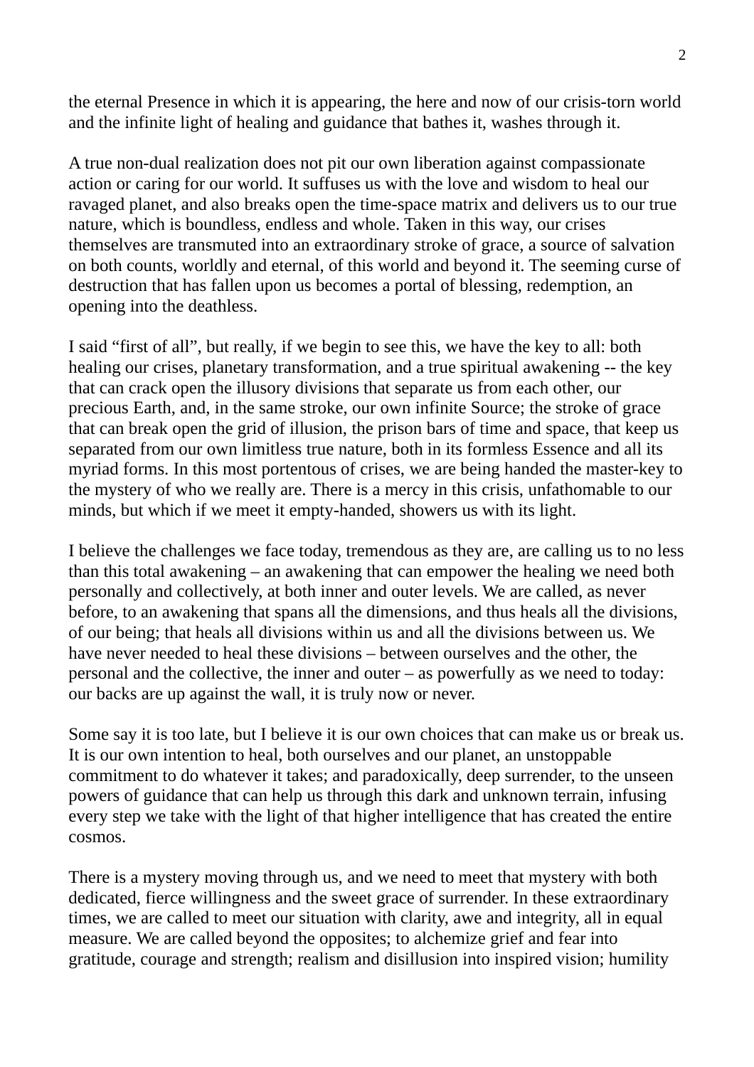the eternal Presence in which it is appearing, the here and now of our crisis-torn world and the infinite light of healing and guidance that bathes it, washes through it.

A true non-dual realization does not pit our own liberation against compassionate action or caring for our world. It suffuses us with the love and wisdom to heal our ravaged planet, and also breaks open the time-space matrix and delivers us to our true nature, which is boundless, endless and whole. Taken in this way, our crises themselves are transmuted into an extraordinary stroke of grace, a source of salvation on both counts, worldly and eternal, of this world and beyond it. The seeming curse of destruction that has fallen upon us becomes a portal of blessing, redemption, an opening into the deathless.

I said "first of all", but really, if we begin to see this, we have the key to all: both healing our crises, planetary transformation, and a true spiritual awakening -- the key that can crack open the illusory divisions that separate us from each other, our precious Earth, and, in the same stroke, our own infinite Source; the stroke of grace that can break open the grid of illusion, the prison bars of time and space, that keep us separated from our own limitless true nature, both in its formless Essence and all its myriad forms. In this most portentous of crises, we are being handed the master-key to the mystery of who we really are. There is a mercy in this crisis, unfathomable to our minds, but which if we meet it empty-handed, showers us with its light.

I believe the challenges we face today, tremendous as they are, are calling us to no less than this total awakening – an awakening that can empower the healing we need both personally and collectively, at both inner and outer levels. We are called, as never before, to an awakening that spans all the dimensions, and thus heals all the divisions, of our being; that heals all divisions within us and all the divisions between us. We have never needed to heal these divisions – between ourselves and the other, the personal and the collective, the inner and outer – as powerfully as we need to today: our backs are up against the wall, it is truly now or never.

Some say it is too late, but I believe it is our own choices that can make us or break us. It is our own intention to heal, both ourselves and our planet, an unstoppable commitment to do whatever it takes; and paradoxically, deep surrender, to the unseen powers of guidance that can help us through this dark and unknown terrain, infusing every step we take with the light of that higher intelligence that has created the entire cosmos.

There is a mystery moving through us, and we need to meet that mystery with both dedicated, fierce willingness and the sweet grace of surrender. In these extraordinary times, we are called to meet our situation with clarity, awe and integrity, all in equal measure. We are called beyond the opposites; to alchemize grief and fear into gratitude, courage and strength; realism and disillusion into inspired vision; humility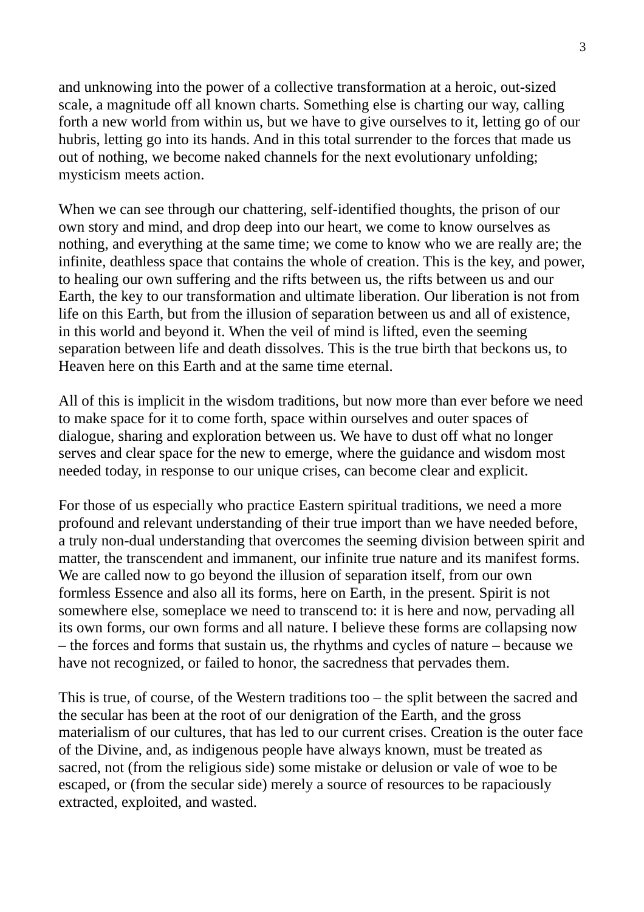and unknowing into the power of a collective transformation at a heroic, out-sized scale, a magnitude off all known charts. Something else is charting our way, calling forth a new world from within us, but we have to give ourselves to it, letting go of our hubris, letting go into its hands. And in this total surrender to the forces that made us out of nothing, we become naked channels for the next evolutionary unfolding; mysticism meets action.

When we can see through our chattering, self-identified thoughts, the prison of our own story and mind, and drop deep into our heart, we come to know ourselves as nothing, and everything at the same time; we come to know who we are really are; the infinite, deathless space that contains the whole of creation. This is the key, and power, to healing our own suffering and the rifts between us, the rifts between us and our Earth, the key to our transformation and ultimate liberation. Our liberation is not from life on this Earth, but from the illusion of separation between us and all of existence, in this world and beyond it. When the veil of mind is lifted, even the seeming separation between life and death dissolves. This is the true birth that beckons us, to Heaven here on this Earth and at the same time eternal.

All of this is implicit in the wisdom traditions, but now more than ever before we need to make space for it to come forth, space within ourselves and outer spaces of dialogue, sharing and exploration between us. We have to dust off what no longer serves and clear space for the new to emerge, where the guidance and wisdom most needed today, in response to our unique crises, can become clear and explicit.

For those of us especially who practice Eastern spiritual traditions, we need a more profound and relevant understanding of their true import than we have needed before, a truly non-dual understanding that overcomes the seeming division between spirit and matter, the transcendent and immanent, our infinite true nature and its manifest forms. We are called now to go beyond the illusion of separation itself, from our own formless Essence and also all its forms, here on Earth, in the present. Spirit is not somewhere else, someplace we need to transcend to: it is here and now, pervading all its own forms, our own forms and all nature. I believe these forms are collapsing now – the forces and forms that sustain us, the rhythms and cycles of nature – because we have not recognized, or failed to honor, the sacredness that pervades them.

This is true, of course, of the Western traditions too – the split between the sacred and the secular has been at the root of our denigration of the Earth, and the gross materialism of our cultures, that has led to our current crises. Creation is the outer face of the Divine, and, as indigenous people have always known, must be treated as sacred, not (from the religious side) some mistake or delusion or vale of woe to be escaped, or (from the secular side) merely a source of resources to be rapaciously extracted, exploited, and wasted.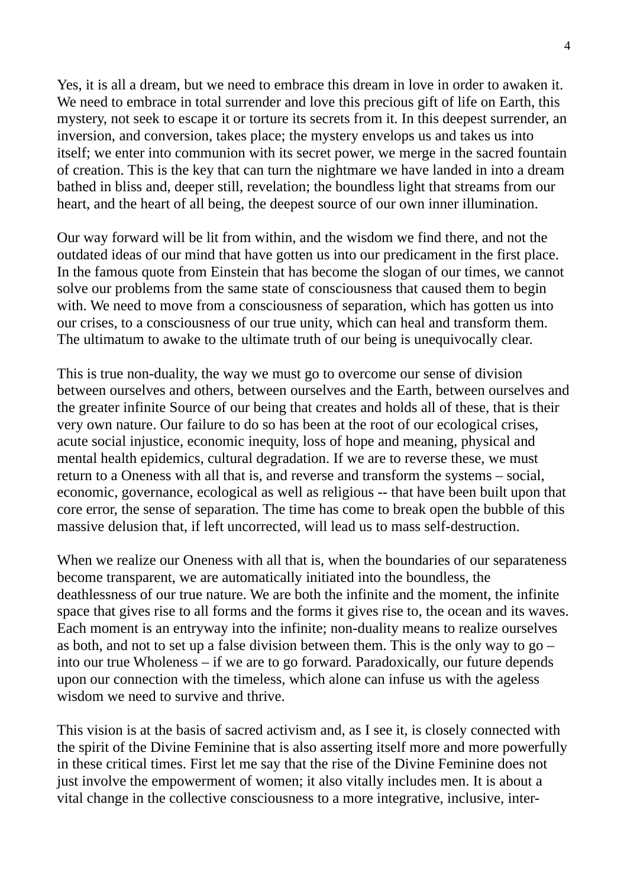Yes, it is all a dream, but we need to embrace this dream in love in order to awaken it. We need to embrace in total surrender and love this precious gift of life on Earth, this mystery, not seek to escape it or torture its secrets from it. In this deepest surrender, an inversion, and conversion, takes place; the mystery envelops us and takes us into itself; we enter into communion with its secret power, we merge in the sacred fountain of creation. This is the key that can turn the nightmare we have landed in into a dream bathed in bliss and, deeper still, revelation; the boundless light that streams from our heart, and the heart of all being, the deepest source of our own inner illumination.

Our way forward will be lit from within, and the wisdom we find there, and not the outdated ideas of our mind that have gotten us into our predicament in the first place. In the famous quote from Einstein that has become the slogan of our times, we cannot solve our problems from the same state of consciousness that caused them to begin with. We need to move from a consciousness of separation, which has gotten us into our crises, to a consciousness of our true unity, which can heal and transform them. The ultimatum to awake to the ultimate truth of our being is unequivocally clear.

This is true non-duality, the way we must go to overcome our sense of division between ourselves and others, between ourselves and the Earth, between ourselves and the greater infinite Source of our being that creates and holds all of these, that is their very own nature. Our failure to do so has been at the root of our ecological crises, acute social injustice, economic inequity, loss of hope and meaning, physical and mental health epidemics, cultural degradation. If we are to reverse these, we must return to a Oneness with all that is, and reverse and transform the systems – social, economic, governance, ecological as well as religious -- that have been built upon that core error, the sense of separation. The time has come to break open the bubble of this massive delusion that, if left uncorrected, will lead us to mass self-destruction.

When we realize our Oneness with all that is, when the boundaries of our separateness become transparent, we are automatically initiated into the boundless, the deathlessness of our true nature. We are both the infinite and the moment, the infinite space that gives rise to all forms and the forms it gives rise to, the ocean and its waves. Each moment is an entryway into the infinite; non-duality means to realize ourselves as both, and not to set up a false division between them. This is the only way to go – into our true Wholeness – if we are to go forward. Paradoxically, our future depends upon our connection with the timeless, which alone can infuse us with the ageless wisdom we need to survive and thrive.

This vision is at the basis of sacred activism and, as I see it, is closely connected with the spirit of the Divine Feminine that is also asserting itself more and more powerfully in these critical times. First let me say that the rise of the Divine Feminine does not just involve the empowerment of women; it also vitally includes men. It is about a vital change in the collective consciousness to a more integrative, inclusive, inter-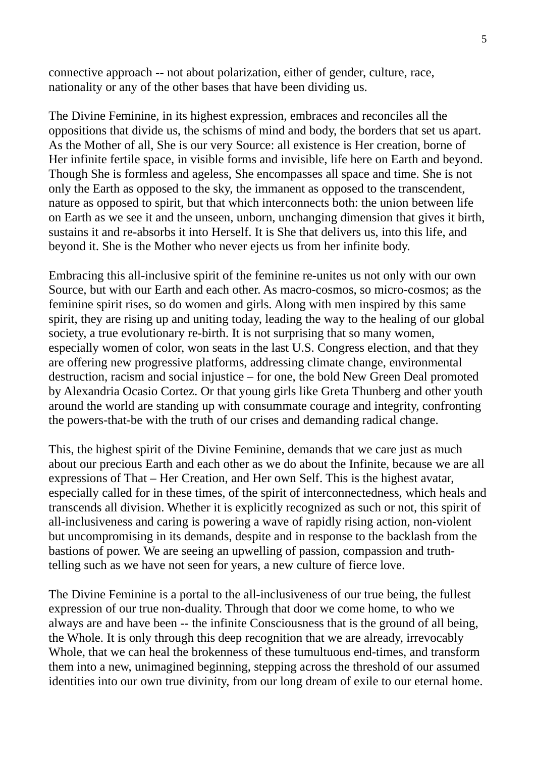connective approach -- not about polarization, either of gender, culture, race, nationality or any of the other bases that have been dividing us.

The Divine Feminine, in its highest expression, embraces and reconciles all the oppositions that divide us, the schisms of mind and body, the borders that set us apart. As the Mother of all, She is our very Source: all existence is Her creation, borne of Her infinite fertile space, in visible forms and invisible, life here on Earth and beyond. Though She is formless and ageless, She encompasses all space and time. She is not only the Earth as opposed to the sky, the immanent as opposed to the transcendent, nature as opposed to spirit, but that which interconnects both: the union between life on Earth as we see it and the unseen, unborn, unchanging dimension that gives it birth, sustains it and re-absorbs it into Herself. It is She that delivers us, into this life, and beyond it. She is the Mother who never ejects us from her infinite body.

Embracing this all-inclusive spirit of the feminine re-unites us not only with our own Source, but with our Earth and each other. As macro-cosmos, so micro-cosmos; as the feminine spirit rises, so do women and girls. Along with men inspired by this same spirit, they are rising up and uniting today, leading the way to the healing of our global society, a true evolutionary re-birth. It is not surprising that so many women, especially women of color, won seats in the last U.S. Congress election, and that they are offering new progressive platforms, addressing climate change, environmental destruction, racism and social injustice – for one, the bold New Green Deal promoted by Alexandria Ocasio Cortez. Or that young girls like Greta Thunberg and other youth around the world are standing up with consummate courage and integrity, confronting the powers-that-be with the truth of our crises and demanding radical change.

This, the highest spirit of the Divine Feminine, demands that we care just as much about our precious Earth and each other as we do about the Infinite, because we are all expressions of That – Her Creation, and Her own Self. This is the highest avatar, especially called for in these times, of the spirit of interconnectedness, which heals and transcends all division. Whether it is explicitly recognized as such or not, this spirit of all-inclusiveness and caring is powering a wave of rapidly rising action, non-violent but uncompromising in its demands, despite and in response to the backlash from the bastions of power. We are seeing an upwelling of passion, compassion and truth-telling such as we have not seen for years, a new culture of fierce love.

The Divine Feminine is a portal to the all-inclusiveness of our true being, the fullest expression of our true non-duality. Through that door we come home, to who we always are and have been -- the infinite Consciousness that is the ground of all being, the Whole. It is only through this deep recognition that we are already, irrevocably Whole, that we can heal the brokenness of these tumultuous end-times, and transform them into a new, unimagined beginning, stepping across the threshold of our assumed identities into our own true divinity, from our long dream of exile to our eternal home.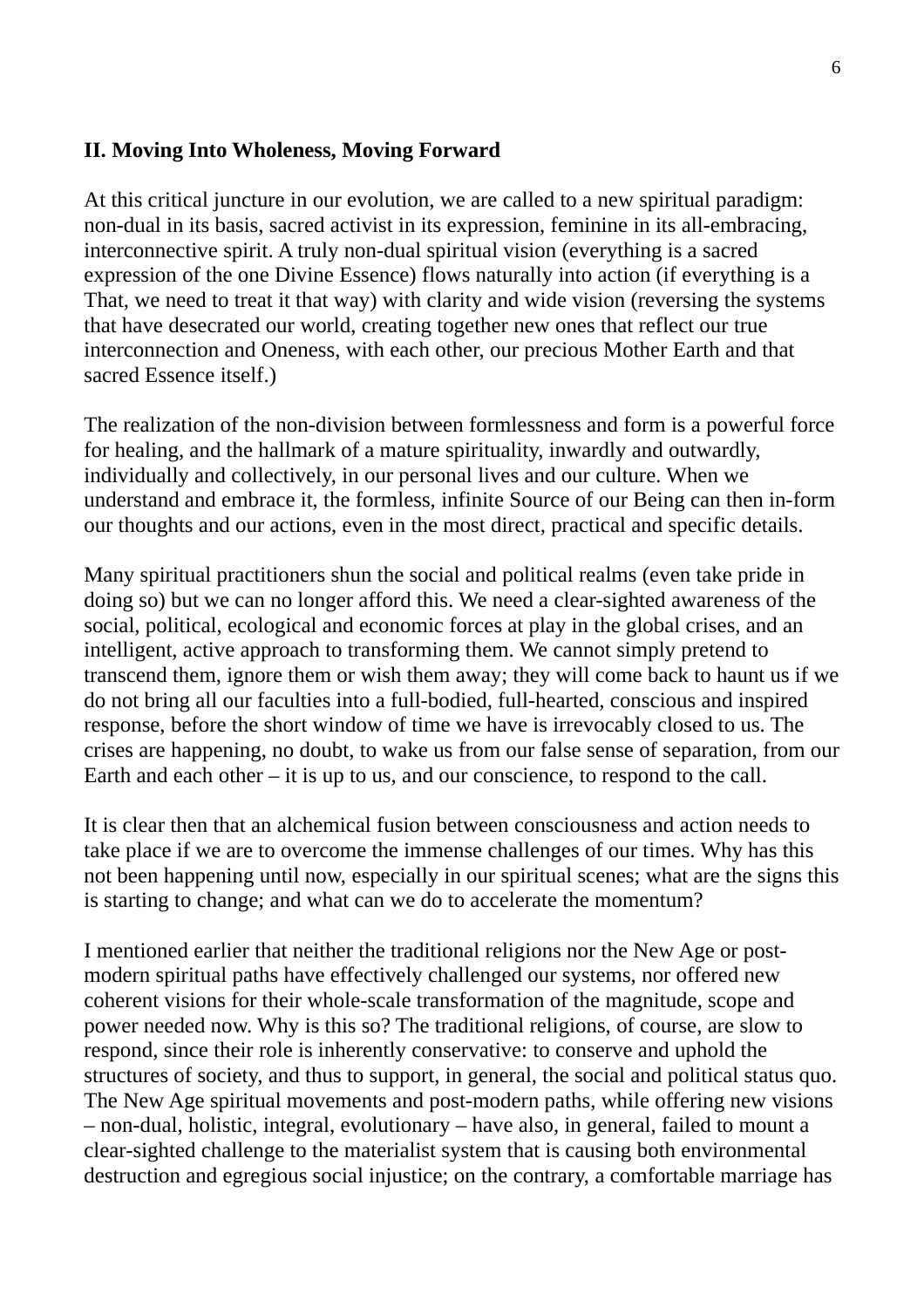**II. Moving Into Wholeness, Moving Forward**

At this critical juncture in our evolution, we are called to a new spiritual paradigm: non-dual in its basis, sacred activist in its expression, feminine in its all-embracing, interconnective spirit. A truly non-dual spiritual vision (everything is a sacred expression of the one Divine Essence) flows naturally into action (if everything is a That, we need to treat it that way) with clarity and wide vision (reversing the systems that have desecrated our world, creating together new ones that reflect our true interconnection and Oneness, with each other, our precious Mother Earth and that sacred Essence itself.)

The realization of the non-division between formlessness and form is a powerful force for healing, and the hallmark of a mature spirituality, inwardly and outwardly, individually and collectively, in our personal lives and our culture. When we understand and embrace it, the formless, infinite Source of our Being can then in-form our thoughts and our actions, even in the most direct, practical and specific details.

Many spiritual practitioners shun the social and political realms (even take pride in doing so) but we can no longer afford this. We need a clear-sighted awareness of the social, political, ecological and economic forces at play in the global crises, and an intelligent, active approach to transforming them. We cannot simply pretend to transcend them, ignore them or wish them away; they will come back to haunt us if we do not bring all our faculties into a full-bodied, full-hearted, conscious and inspired response, before the short window of time we have is irrevocably closed to us. The crises are happening, no doubt, to wake us from our false sense of separation, from our Earth and each other – it is up to us, and our conscience, to respond to the call.

It is clear then that an alchemical fusion between consciousness and action needs to take place if we are to overcome the immense challenges of our times. Why has this not been happening until now, especially in our spiritual scenes; what are the signs this is starting to change; and what can we do to accelerate the momentum?

I mentioned earlier that neither the traditional religions nor the New Age or post-modern spiritual paths have effectively challenged our systems, nor offered new coherent visions for their whole-scale transformation of the magnitude, scope and power needed now. Why is this so? The traditional religions, of course, are slow to respond, since their role is inherently conservative: to conserve and uphold the structures of society, and thus to support, in general, the social and political status quo. The New Age spiritual movements and post-modern paths, while offering new visions – non-dual, holistic, integral, evolutionary – have also, in general, failed to mount a clear-sighted challenge to the materialist system that is causing both environmental destruction and egregious social injustice; on the contrary, a comfortable marriage has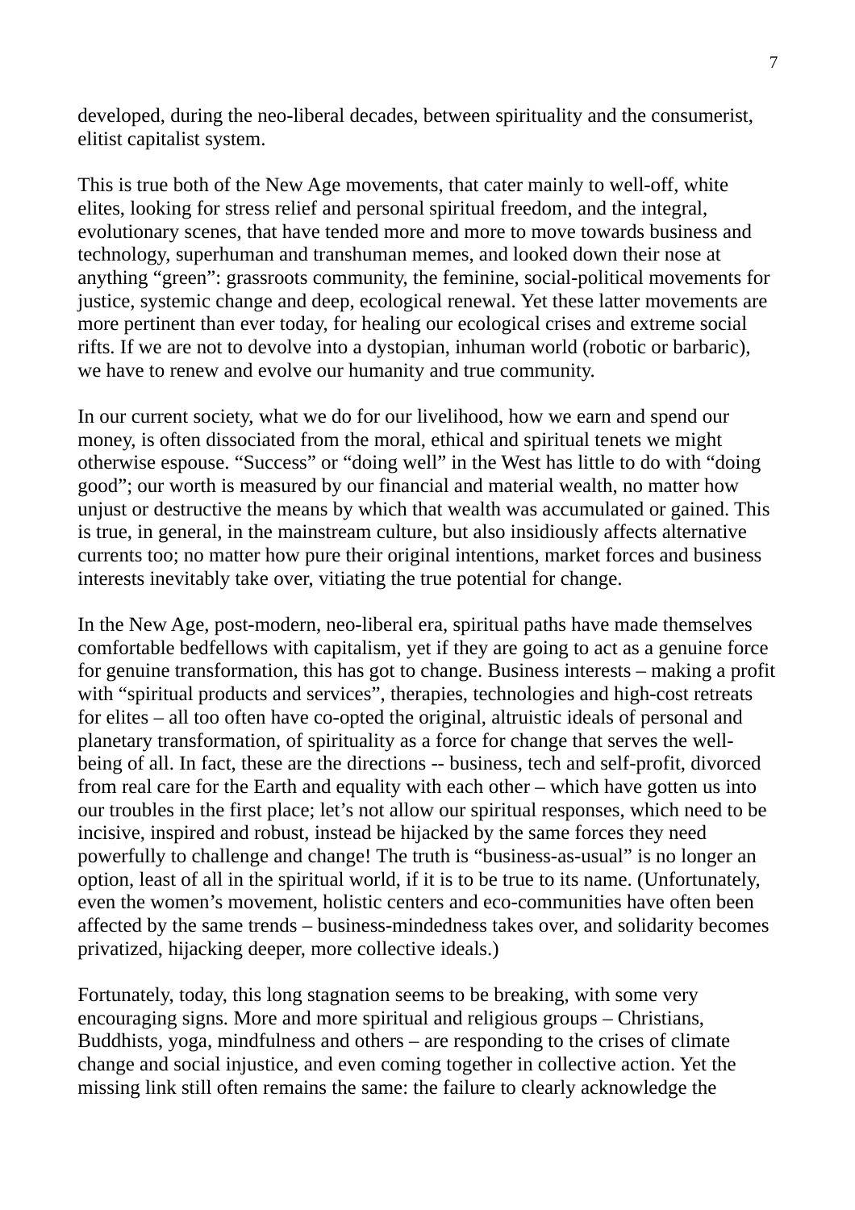developed, during the neo-liberal decades, between spirituality and the consumerist, elitist capitalist system.

This is true both of the New Age movements, that cater mainly to well-off, white elites, looking for stress relief and personal spiritual freedom, and the integral, evolutionary scenes, that have tended more and more to move towards business and technology, superhuman and transhuman memes, and looked down their nose at anything "green": grassroots community, the feminine, social-political movements for justice, systemic change and deep, ecological renewal. Yet these latter movements are more pertinent than ever today, for healing our ecological crises and extreme social rifts. If we are not to devolve into a dystopian, inhuman world (robotic or barbaric), we have to renew and evolve our humanity and true community.

In our current society, what we do for our livelihood, how we earn and spend our money, is often dissociated from the moral, ethical and spiritual tenets we might otherwise espouse. "Success" or "doing well" in the West has little to do with "doing good"; our worth is measured by our financial and material wealth, no matter how unjust or destructive the means by which that wealth was accumulated or gained. This is true, in general, in the mainstream culture, but also insidiously affects alternative currents too; no matter how pure their original intentions, market forces and business interests inevitably take over, vitiating the true potential for change.

In the New Age, post-modern, neo-liberal era, spiritual paths have made themselves comfortable bedfellows with capitalism, yet if they are going to act as a genuine force for genuine transformation, this has got to change. Business interests – making a profit with "spiritual products and services", therapies, technologies and high-cost retreats for elites – all too often have co-opted the original, altruistic ideals of personal and planetary transformation, of spirituality as a force for change that serves the well-being of all. In fact, these are the directions -- business, tech and self-profit, divorced from real care for the Earth and equality with each other – which have gotten us into our troubles in the first place; let's not allow our spiritual responses, which need to be incisive, inspired and robust, instead be hijacked by the same forces they need powerfully to challenge and change! The truth is "business-as-usual" is no longer an option, least of all in the spiritual world, if it is to be true to its name. (Unfortunately, even the women's movement, holistic centers and eco-communities have often been affected by the same trends – business-mindedness takes over, and solidarity becomes privatized, hijacking deeper, more collective ideals.)

Fortunately, today, this long stagnation seems to be breaking, with some very encouraging signs. More and more spiritual and religious groups – Christians, Buddhists, yoga, mindfulness and others – are responding to the crises of climate change and social injustice, and even coming together in collective action. Yet the missing link still often remains the same: the failure to clearly acknowledge the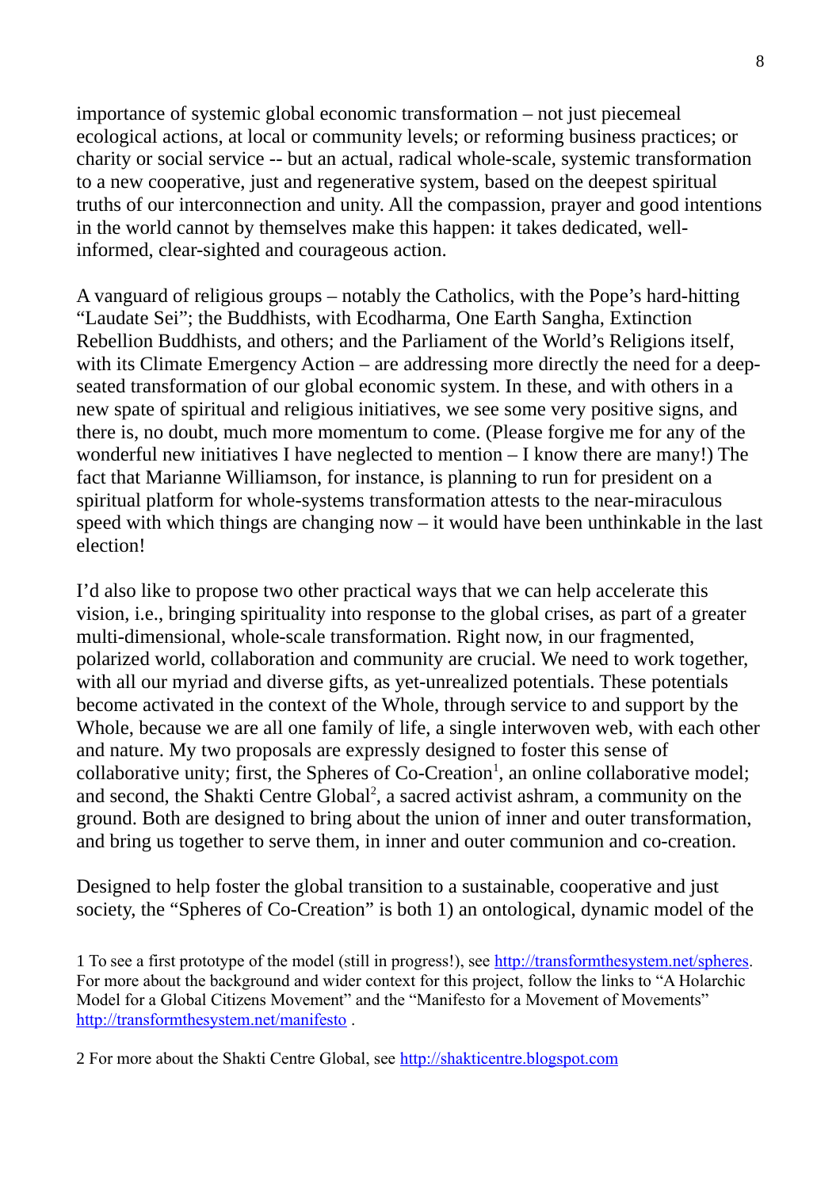importance of systemic global economic transformation – not just piecemeal ecological actions, at local or community levels; or reforming business practices; or charity or social service -- but an actual, radical whole-scale, systemic transformation to a new cooperative, just and regenerative system, based on the deepest spiritual truths of our interconnection and unity. All the compassion, prayer and good intentions in the world cannot by themselves make this happen: it takes dedicated, well-informed, clear-sighted and courageous action.

A vanguard of religious groups – notably the Catholics, with the Pope's hard-hitting "Laudate Sei"; the Buddhists, with Ecodharma, One Earth Sangha, Extinction Rebellion Buddhists, and others; and the Parliament of the World's Religions itself, with its Climate Emergency Action – are addressing more directly the need for a deep-seated transformation of our global economic system. In these, and with others in a new spate of spiritual and religious initiatives, we see some very positive signs, and there is, no doubt, much more momentum to come. (Please forgive me for any of the wonderful new initiatives I have neglected to mention – I know there are many!) The fact that Marianne Williamson, for instance, is planning to run for president on a spiritual platform for whole-systems transformation attests to the near-miraculous speed with which things are changing now – it would have been unthinkable in the last election!

I'd also like to propose two other practical ways that we can help accelerate this vision, i.e., bringing spirituality into response to the global crises, as part of a greater multi-dimensional, whole-scale transformation. Right now, in our fragmented, polarized world, collaboration and community are crucial. We need to work together, with all our myriad and diverse gifts, as yet-unrealized potentials. These potentials become activated in the context of the Whole, through service to and support by the Whole, because we are all one family of life, a single interwoven web, with each other and nature. My two proposals are expressly designed to foster this sense of collaborative unity; first, the Spheres of Co-Creation[1], an online collaborative model; and second, the Shakti Centre Global[2], a sacred activist ashram, a community on the ground. Both are designed to bring about the union of inner and outer transformation, and bring us together to serve them, in inner and outer communion and co-creation.

Designed to help foster the global transition to a sustainable, cooperative and just society, the "Spheres of Co-Creation" is both 1) an ontological, dynamic model of the

---

1 To see a first prototype of the model (still in progress!), see http://transformthesystem.net/spheres. For more about the background and wider context for this project, follow the links to "A Holarchic Model for a Global Citizens Movement" and the "Manifesto for a Movement of Movements" http://transformthesystem.net/manifesto .

2 For more about the Shakti Centre Global, see http://shakticentre.blogspot.com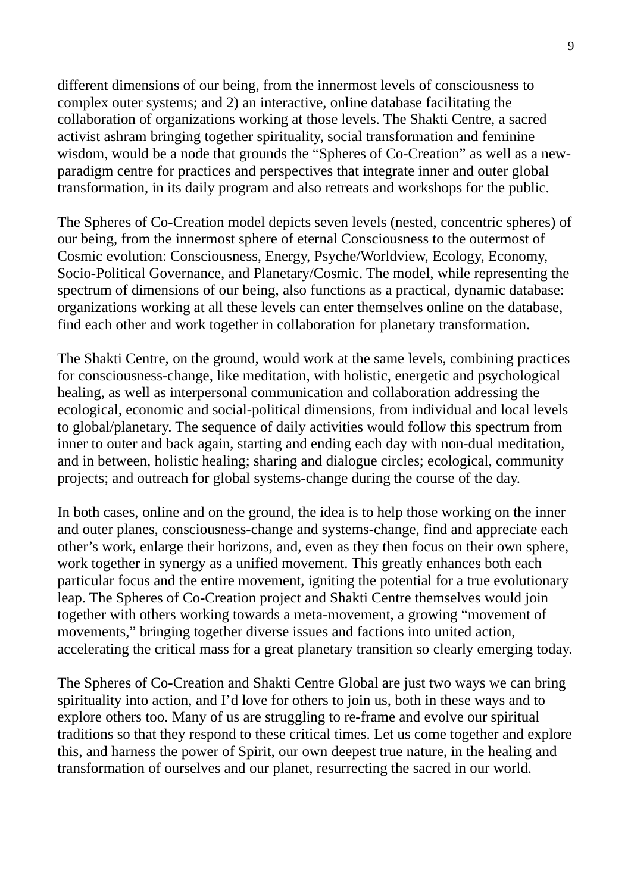different dimensions of our being, from the innermost levels of consciousness to complex outer systems; and 2) an interactive, online database facilitating the collaboration of organizations working at those levels. The Shakti Centre, a sacred activist ashram bringing together spirituality, social transformation and feminine wisdom, would be a node that grounds the "Spheres of Co-Creation" as well as a new-paradigm centre for practices and perspectives that integrate inner and outer global transformation, in its daily program and also retreats and workshops for the public.

The Spheres of Co-Creation model depicts seven levels (nested, concentric spheres) of our being, from the innermost sphere of eternal Consciousness to the outermost of Cosmic evolution: Consciousness, Energy, Psyche/Worldview, Ecology, Economy, Socio-Political Governance, and Planetary/Cosmic. The model, while representing the spectrum of dimensions of our being, also functions as a practical, dynamic database: organizations working at all these levels can enter themselves online on the database, find each other and work together in collaboration for planetary transformation.

The Shakti Centre, on the ground, would work at the same levels, combining practices for consciousness-change, like meditation, with holistic, energetic and psychological healing, as well as interpersonal communication and collaboration addressing the ecological, economic and social-political dimensions, from individual and local levels to global/planetary. The sequence of daily activities would follow this spectrum from inner to outer and back again, starting and ending each day with non-dual meditation, and in between, holistic healing; sharing and dialogue circles; ecological, community projects; and outreach for global systems-change during the course of the day.

In both cases, online and on the ground, the idea is to help those working on the inner and outer planes, consciousness-change and systems-change, find and appreciate each other's work, enlarge their horizons, and, even as they then focus on their own sphere, work together in synergy as a unified movement. This greatly enhances both each particular focus and the entire movement, igniting the potential for a true evolutionary leap. The Spheres of Co-Creation project and Shakti Centre themselves would join together with others working towards a meta-movement, a growing "movement of movements," bringing together diverse issues and factions into united action, accelerating the critical mass for a great planetary transition so clearly emerging today.

The Spheres of Co-Creation and Shakti Centre Global are just two ways we can bring spirituality into action, and I'd love for others to join us, both in these ways and to explore others too. Many of us are struggling to re-frame and evolve our spiritual traditions so that they respond to these critical times. Let us come together and explore this, and harness the power of Spirit, our own deepest true nature, in the healing and transformation of ourselves and our planet, resurrecting the sacred in our world.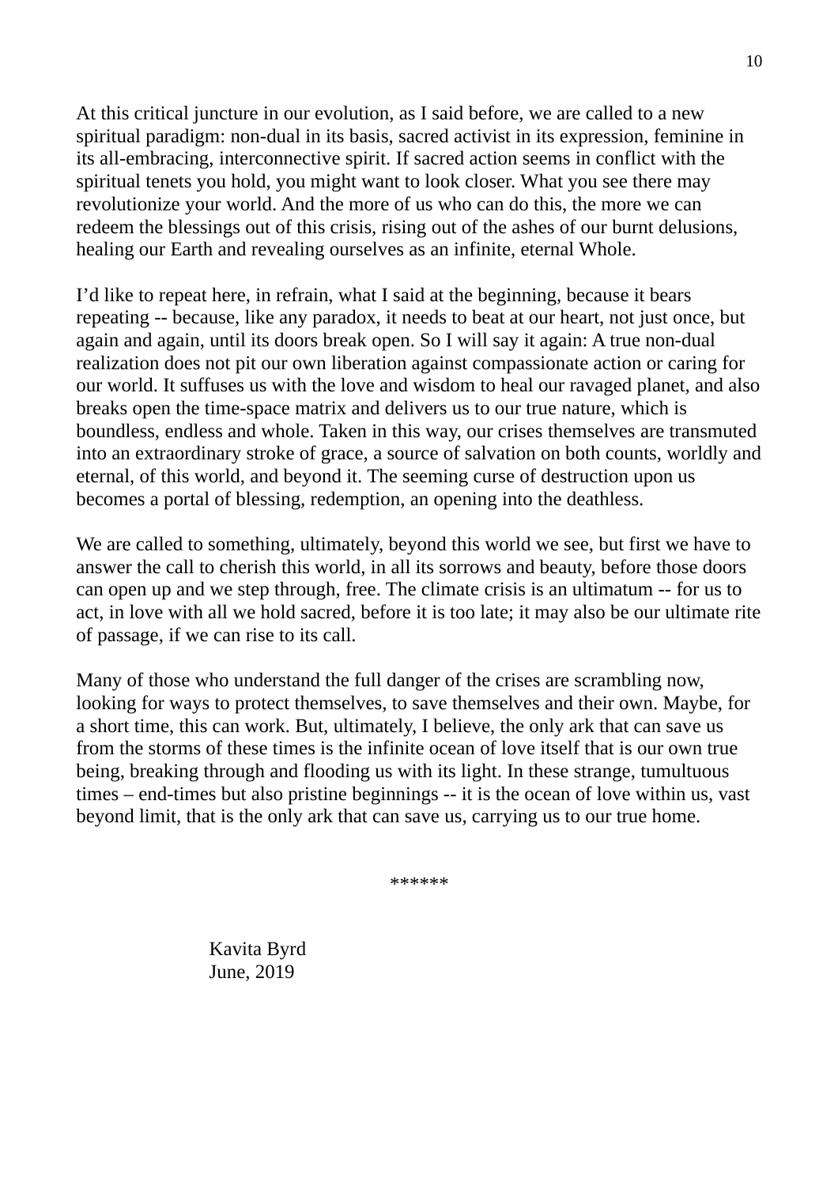At this critical juncture in our evolution, as I said before, we are called to a new spiritual paradigm: non-dual in its basis, sacred activist in its expression, feminine in its all-embracing, interconnective spirit. If sacred action seems in conflict with the spiritual tenets you hold, you might want to look closer. What you see there may revolutionize your world. And the more of us who can do this, the more we can redeem the blessings out of this crisis, rising out of the ashes of our burnt delusions, healing our Earth and revealing ourselves as an infinite, eternal Whole.

I'd like to repeat here, in refrain, what I said at the beginning, because it bears repeating -- because, like any paradox, it needs to beat at our heart, not just once, but again and again, until its doors break open. So I will say it again: A true non-dual realization does not pit our own liberation against compassionate action or caring for our world. It suffuses us with the love and wisdom to heal our ravaged planet, and also breaks open the time-space matrix and delivers us to our true nature, which is boundless, endless and whole. Taken in this way, our crises themselves are transmuted into an extraordinary stroke of grace, a source of salvation on both counts, worldly and eternal, of this world, and beyond it. The seeming curse of destruction upon us becomes a portal of blessing, redemption, an opening into the deathless.

We are called to something, ultimately, beyond this world we see, but first we have to answer the call to cherish this world, in all its sorrows and beauty, before those doors can open up and we step through, free. The climate crisis is an ultimatum -- for us to act, in love with all we hold sacred, before it is too late; it may also be our ultimate rite of passage, if we can rise to its call.

Many of those who understand the full danger of the crises are scrambling now, looking for ways to protect themselves, to save themselves and their own. Maybe, for a short time, this can work. But, ultimately, I believe, the only ark that can save us from the storms of these times is the infinite ocean of love itself that is our own true being, breaking through and flooding us with its light. In these strange, tumultuous times – end-times but also pristine beginnings -- it is the ocean of love within us, vast beyond limit, that is the only ark that can save us, carrying us to our true home.

******

Kavita Byrd
June, 2019